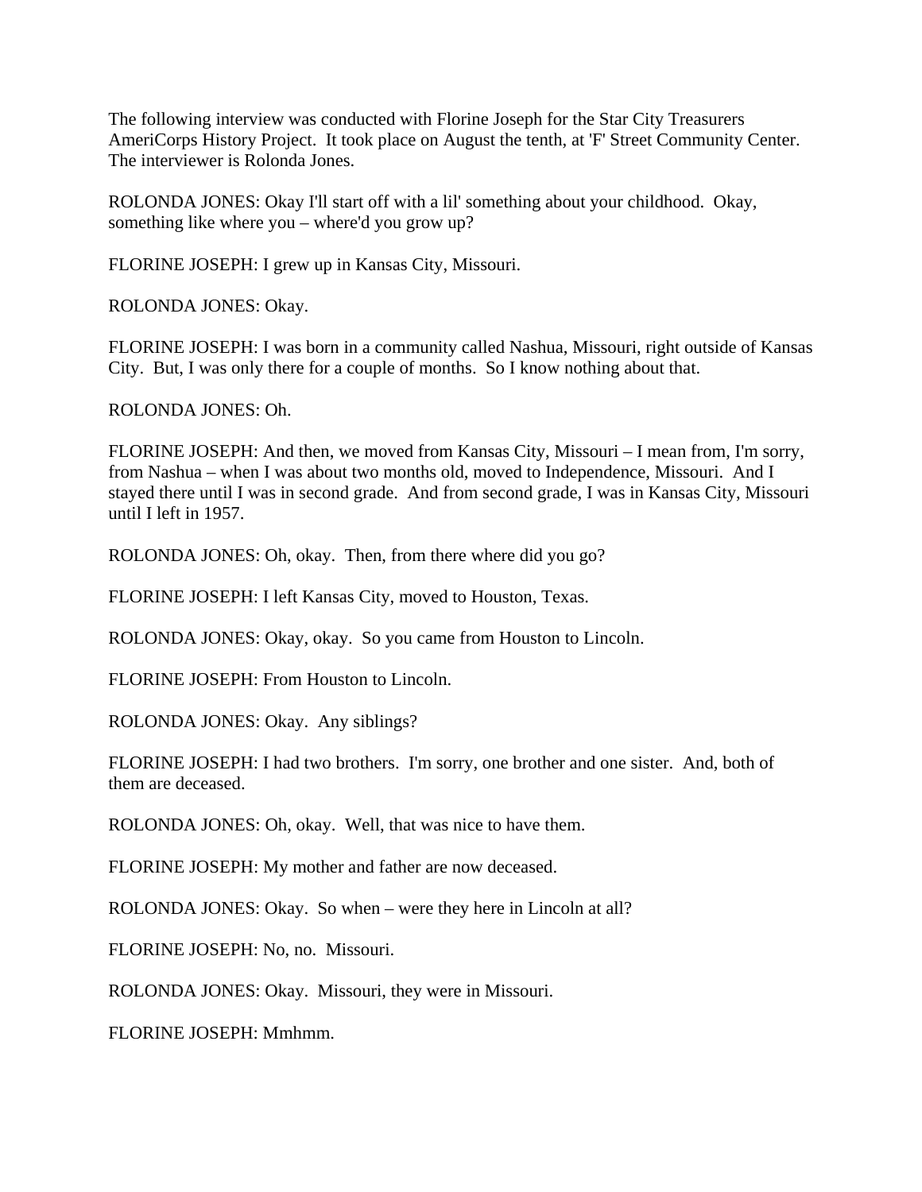The following interview was conducted with Florine Joseph for the Star City Treasurers AmeriCorps History Project. It took place on August the tenth, at 'F' Street Community Center. The interviewer is Rolonda Jones.

ROLONDA JONES: Okay I'll start off with a lil' something about your childhood. Okay, something like where you – where'd you grow up?

FLORINE JOSEPH: I grew up in Kansas City, Missouri.

ROLONDA JONES: Okay.

FLORINE JOSEPH: I was born in a community called Nashua, Missouri, right outside of Kansas City. But, I was only there for a couple of months. So I know nothing about that.

ROLONDA JONES: Oh.

FLORINE JOSEPH: And then, we moved from Kansas City, Missouri – I mean from, I'm sorry, from Nashua – when I was about two months old, moved to Independence, Missouri. And I stayed there until I was in second grade. And from second grade, I was in Kansas City, Missouri until I left in 1957.

ROLONDA JONES: Oh, okay. Then, from there where did you go?

FLORINE JOSEPH: I left Kansas City, moved to Houston, Texas.

ROLONDA JONES: Okay, okay. So you came from Houston to Lincoln.

FLORINE JOSEPH: From Houston to Lincoln.

ROLONDA JONES: Okay. Any siblings?

FLORINE JOSEPH: I had two brothers. I'm sorry, one brother and one sister. And, both of them are deceased.

ROLONDA JONES: Oh, okay. Well, that was nice to have them.

FLORINE JOSEPH: My mother and father are now deceased.

ROLONDA JONES: Okay. So when – were they here in Lincoln at all?

FLORINE JOSEPH: No, no. Missouri.

ROLONDA JONES: Okay. Missouri, they were in Missouri.

FLORINE JOSEPH: Mmhmm.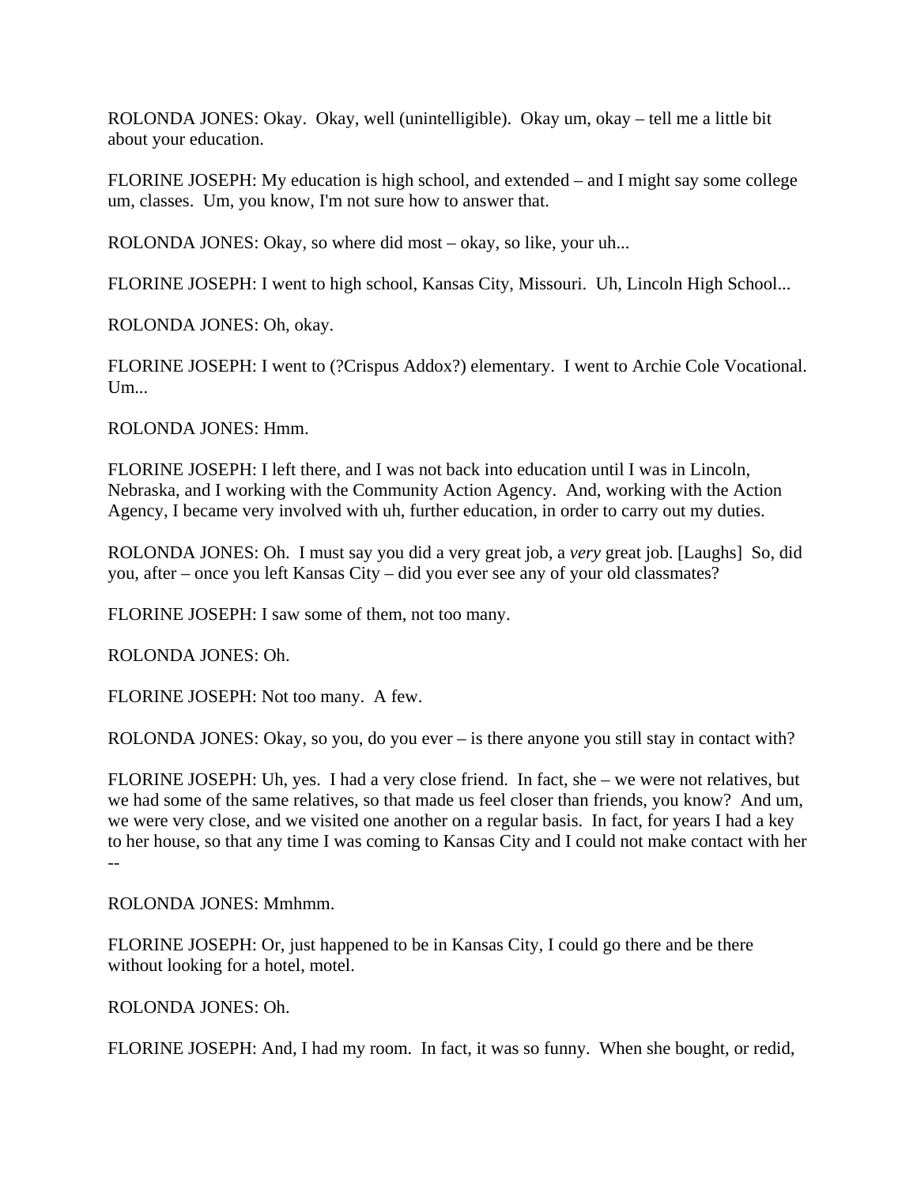ROLONDA JONES: Okay. Okay, well (unintelligible). Okay um, okay – tell me a little bit about your education.

FLORINE JOSEPH: My education is high school, and extended – and I might say some college um, classes. Um, you know, I'm not sure how to answer that.

ROLONDA JONES: Okay, so where did most – okay, so like, your uh...

FLORINE JOSEPH: I went to high school, Kansas City, Missouri. Uh, Lincoln High School...

ROLONDA JONES: Oh, okay.

FLORINE JOSEPH: I went to (?Crispus Addox?) elementary. I went to Archie Cole Vocational. Um...

ROLONDA JONES: Hmm.

FLORINE JOSEPH: I left there, and I was not back into education until I was in Lincoln, Nebraska, and I working with the Community Action Agency. And, working with the Action Agency, I became very involved with uh, further education, in order to carry out my duties.

ROLONDA JONES: Oh. I must say you did a very great job, a *very* great job. [Laughs] So, did you, after – once you left Kansas City – did you ever see any of your old classmates?

FLORINE JOSEPH: I saw some of them, not too many.

ROLONDA JONES: Oh.

FLORINE JOSEPH: Not too many. A few.

ROLONDA JONES: Okay, so you, do you ever – is there anyone you still stay in contact with?

FLORINE JOSEPH: Uh, yes. I had a very close friend. In fact, she – we were not relatives, but we had some of the same relatives, so that made us feel closer than friends, you know? And um, we were very close, and we visited one another on a regular basis. In fact, for years I had a key to her house, so that any time I was coming to Kansas City and I could not make contact with her --

ROLONDA JONES: Mmhmm.

FLORINE JOSEPH: Or, just happened to be in Kansas City, I could go there and be there without looking for a hotel, motel.

ROLONDA JONES: Oh.

FLORINE JOSEPH: And, I had my room. In fact, it was so funny. When she bought, or redid,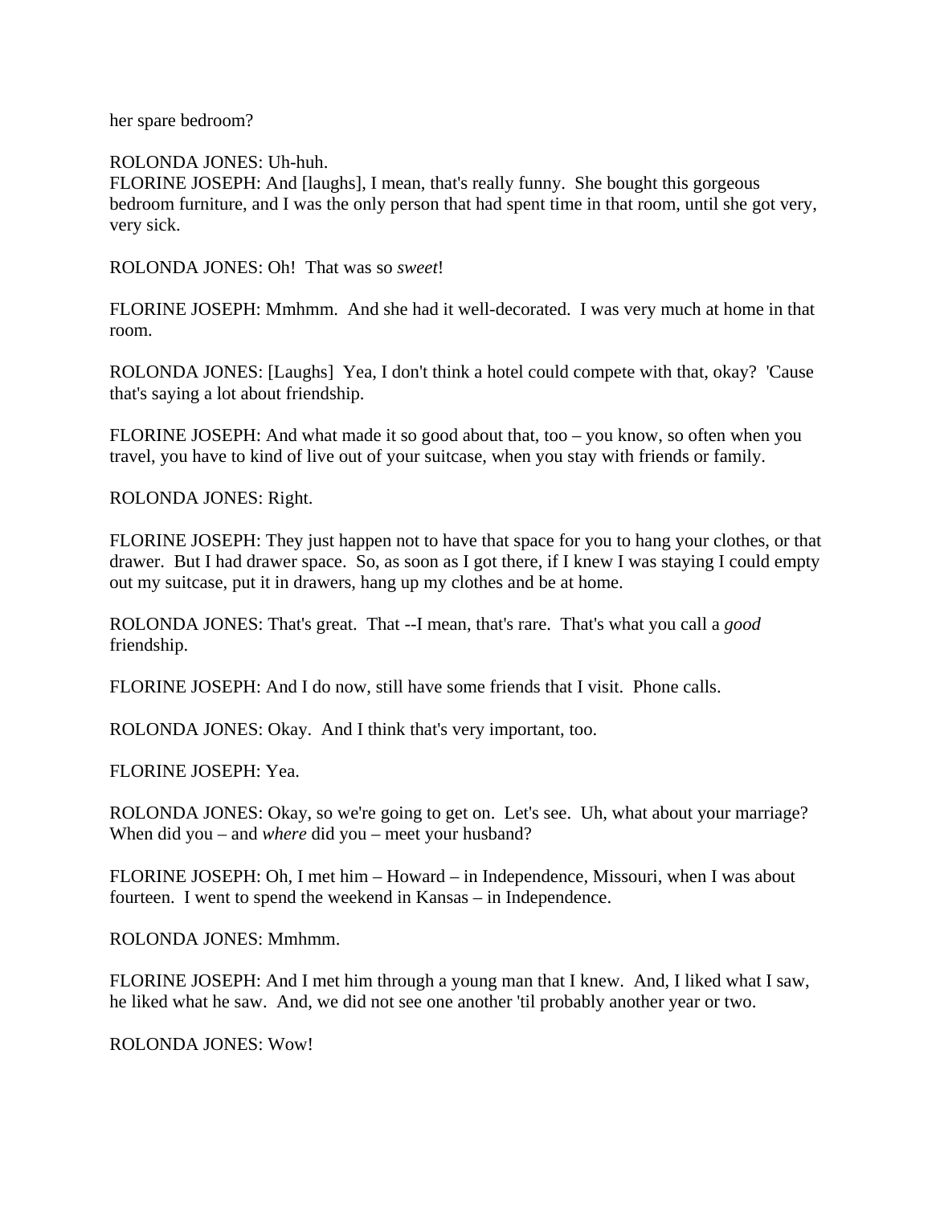her spare bedroom?

ROLONDA JONES: Uh-huh.
FLORINE JOSEPH: And [laughs], I mean, that's really funny. She bought this gorgeous bedroom furniture, and I was the only person that had spent time in that room, until she got very, very sick.

ROLONDA JONES: Oh! That was so *sweet*!

FLORINE JOSEPH: Mmhmm. And she had it well-decorated. I was very much at home in that room.

ROLONDA JONES: [Laughs] Yea, I don't think a hotel could compete with that, okay? 'Cause that's saying a lot about friendship.

FLORINE JOSEPH: And what made it so good about that, too – you know, so often when you travel, you have to kind of live out of your suitcase, when you stay with friends or family.

ROLONDA JONES: Right.

FLORINE JOSEPH: They just happen not to have that space for you to hang your clothes, or that drawer. But I had drawer space. So, as soon as I got there, if I knew I was staying I could empty out my suitcase, put it in drawers, hang up my clothes and be at home.

ROLONDA JONES: That's great. That --I mean, that's rare. That's what you call a *good* friendship.

FLORINE JOSEPH: And I do now, still have some friends that I visit. Phone calls.

ROLONDA JONES: Okay. And I think that's very important, too.

FLORINE JOSEPH: Yea.

ROLONDA JONES: Okay, so we're going to get on. Let's see. Uh, what about your marriage? When did you – and *where* did you – meet your husband?

FLORINE JOSEPH: Oh, I met him – Howard – in Independence, Missouri, when I was about fourteen. I went to spend the weekend in Kansas – in Independence.

ROLONDA JONES: Mmhmm.

FLORINE JOSEPH: And I met him through a young man that I knew. And, I liked what I saw, he liked what he saw. And, we did not see one another 'til probably another year or two.

ROLONDA JONES: Wow!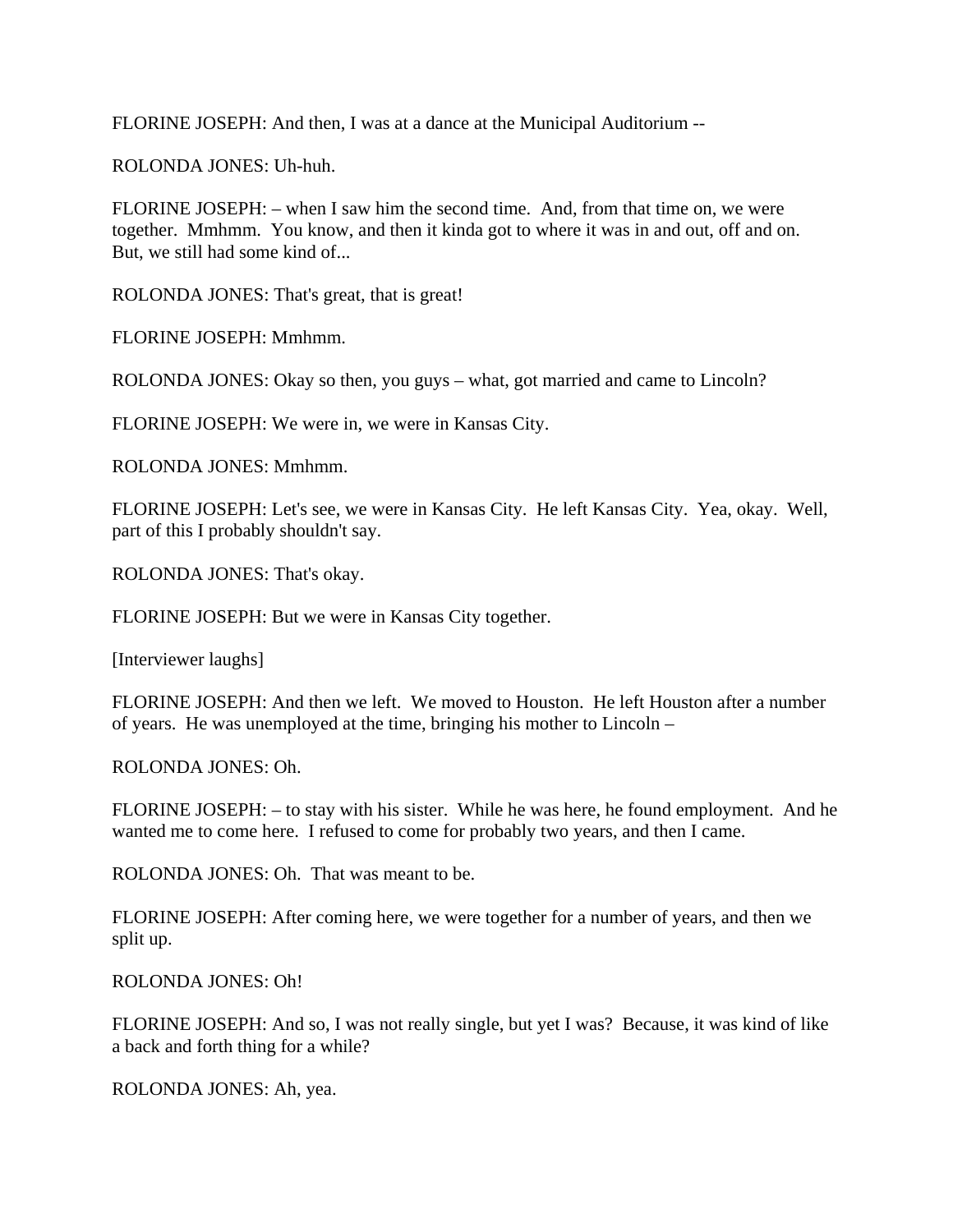FLORINE JOSEPH: And then, I was at a dance at the Municipal Auditorium --

ROLONDA JONES: Uh-huh.

FLORINE JOSEPH: – when I saw him the second time. And, from that time on, we were together. Mmhmm. You know, and then it kinda got to where it was in and out, off and on. But, we still had some kind of...

ROLONDA JONES: That's great, that is great!

FLORINE JOSEPH: Mmhmm.

ROLONDA JONES: Okay so then, you guys – what, got married and came to Lincoln?

FLORINE JOSEPH: We were in, we were in Kansas City.

ROLONDA JONES: Mmhmm.

FLORINE JOSEPH: Let's see, we were in Kansas City. He left Kansas City. Yea, okay. Well, part of this I probably shouldn't say.

ROLONDA JONES: That's okay.

FLORINE JOSEPH: But we were in Kansas City together.

[Interviewer laughs]

FLORINE JOSEPH: And then we left. We moved to Houston. He left Houston after a number of years. He was unemployed at the time, bringing his mother to Lincoln –

ROLONDA JONES: Oh.

FLORINE JOSEPH: – to stay with his sister. While he was here, he found employment. And he wanted me to come here. I refused to come for probably two years, and then I came.

ROLONDA JONES: Oh. That was meant to be.

FLORINE JOSEPH: After coming here, we were together for a number of years, and then we split up.

ROLONDA JONES: Oh!

FLORINE JOSEPH: And so, I was not really single, but yet I was? Because, it was kind of like a back and forth thing for a while?

ROLONDA JONES: Ah, yea.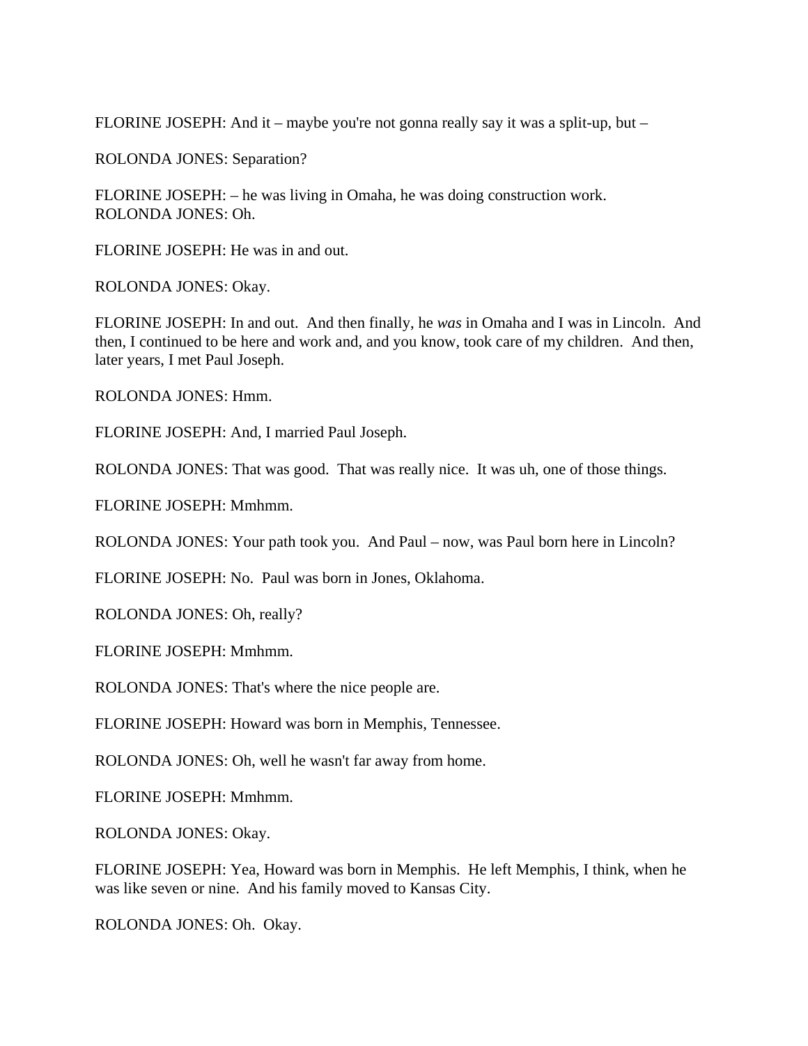FLORINE JOSEPH: And it – maybe you're not gonna really say it was a split-up, but –

ROLONDA JONES: Separation?

FLORINE JOSEPH: – he was living in Omaha, he was doing construction work.
ROLONDA JONES: Oh.

FLORINE JOSEPH: He was in and out.

ROLONDA JONES: Okay.

FLORINE JOSEPH: In and out. And then finally, he *was* in Omaha and I was in Lincoln. And then, I continued to be here and work and, and you know, took care of my children. And then, later years, I met Paul Joseph.

ROLONDA JONES: Hmm.

FLORINE JOSEPH: And, I married Paul Joseph.

ROLONDA JONES: That was good. That was really nice. It was uh, one of those things.

FLORINE JOSEPH: Mmhmm.

ROLONDA JONES: Your path took you. And Paul – now, was Paul born here in Lincoln?

FLORINE JOSEPH: No. Paul was born in Jones, Oklahoma.

ROLONDA JONES: Oh, really?

FLORINE JOSEPH: Mmhmm.

ROLONDA JONES: That's where the nice people are.

FLORINE JOSEPH: Howard was born in Memphis, Tennessee.

ROLONDA JONES: Oh, well he wasn't far away from home.

FLORINE JOSEPH: Mmhmm.

ROLONDA JONES: Okay.

FLORINE JOSEPH: Yea, Howard was born in Memphis. He left Memphis, I think, when he was like seven or nine. And his family moved to Kansas City.

ROLONDA JONES: Oh. Okay.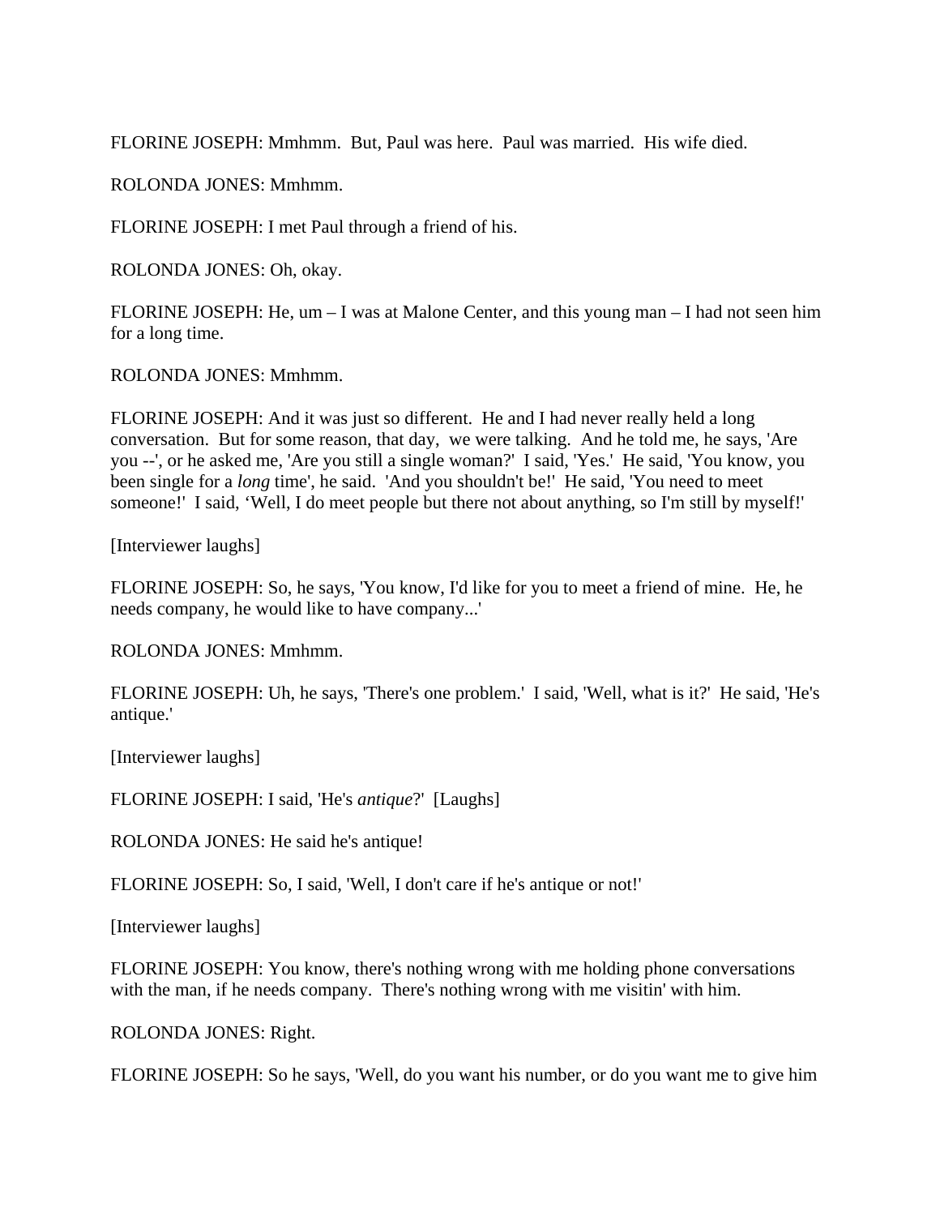FLORINE JOSEPH: Mmhmm. But, Paul was here. Paul was married. His wife died.

ROLONDA JONES: Mmhmm.

FLORINE JOSEPH: I met Paul through a friend of his.

ROLONDA JONES: Oh, okay.

FLORINE JOSEPH: He, um – I was at Malone Center, and this young man – I had not seen him for a long time.

ROLONDA JONES: Mmhmm.

FLORINE JOSEPH: And it was just so different. He and I had never really held a long conversation. But for some reason, that day, we were talking. And he told me, he says, 'Are you --', or he asked me, 'Are you still a single woman?' I said, 'Yes.' He said, 'You know, you been single for a *long* time', he said. 'And you shouldn't be!' He said, 'You need to meet someone!' I said, 'Well, I do meet people but there not about anything, so I'm still by myself!'

[Interviewer laughs]

FLORINE JOSEPH: So, he says, 'You know, I'd like for you to meet a friend of mine. He, he needs company, he would like to have company...'

ROLONDA JONES: Mmhmm.

FLORINE JOSEPH: Uh, he says, 'There's one problem.' I said, 'Well, what is it?' He said, 'He's antique.'

[Interviewer laughs]

FLORINE JOSEPH: I said, 'He's *antique*?' [Laughs]

ROLONDA JONES: He said he's antique!

FLORINE JOSEPH: So, I said, 'Well, I don't care if he's antique or not!'

[Interviewer laughs]

FLORINE JOSEPH: You know, there's nothing wrong with me holding phone conversations with the man, if he needs company. There's nothing wrong with me visitin' with him.

ROLONDA JONES: Right.

FLORINE JOSEPH: So he says, 'Well, do you want his number, or do you want me to give him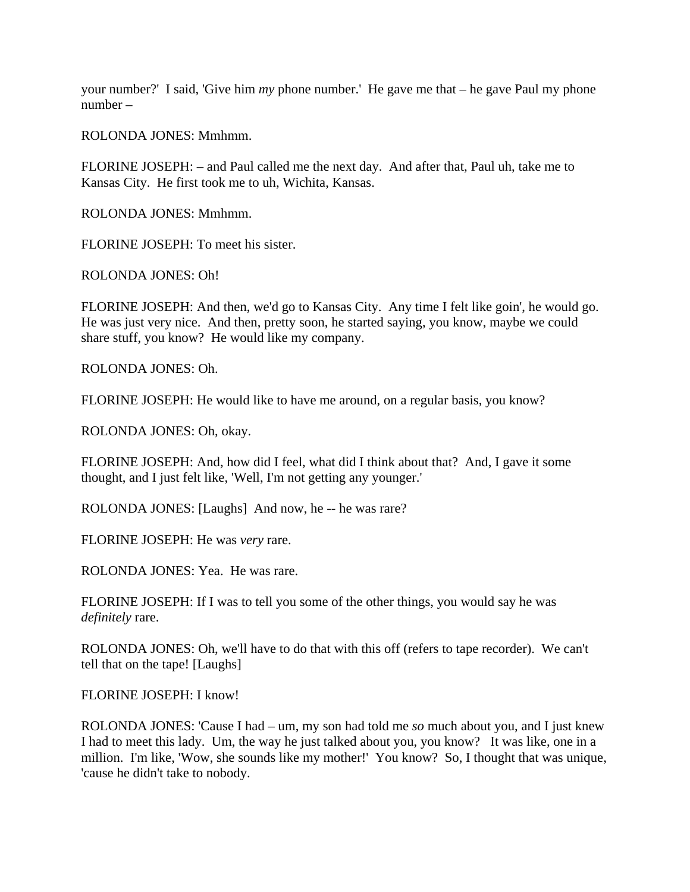your number?' I said, 'Give him *my* phone number.' He gave me that – he gave Paul my phone number –

ROLONDA JONES: Mmhmm.

FLORINE JOSEPH: – and Paul called me the next day. And after that, Paul uh, take me to Kansas City. He first took me to uh, Wichita, Kansas.

ROLONDA JONES: Mmhmm.

FLORINE JOSEPH: To meet his sister.

ROLONDA JONES: Oh!

FLORINE JOSEPH: And then, we'd go to Kansas City. Any time I felt like goin', he would go. He was just very nice. And then, pretty soon, he started saying, you know, maybe we could share stuff, you know? He would like my company.

ROLONDA JONES: Oh.

FLORINE JOSEPH: He would like to have me around, on a regular basis, you know?

ROLONDA JONES: Oh, okay.

FLORINE JOSEPH: And, how did I feel, what did I think about that? And, I gave it some thought, and I just felt like, 'Well, I'm not getting any younger.'

ROLONDA JONES: [Laughs] And now, he -- he was rare?

FLORINE JOSEPH: He was *very* rare.

ROLONDA JONES: Yea. He was rare.

FLORINE JOSEPH: If I was to tell you some of the other things, you would say he was *definitely* rare.

ROLONDA JONES: Oh, we'll have to do that with this off (refers to tape recorder). We can't tell that on the tape! [Laughs]

FLORINE JOSEPH: I know!

ROLONDA JONES: 'Cause I had – um, my son had told me *so* much about you, and I just knew I had to meet this lady. Um, the way he just talked about you, you know? It was like, one in a million. I'm like, 'Wow, she sounds like my mother!' You know? So, I thought that was unique, 'cause he didn't take to nobody.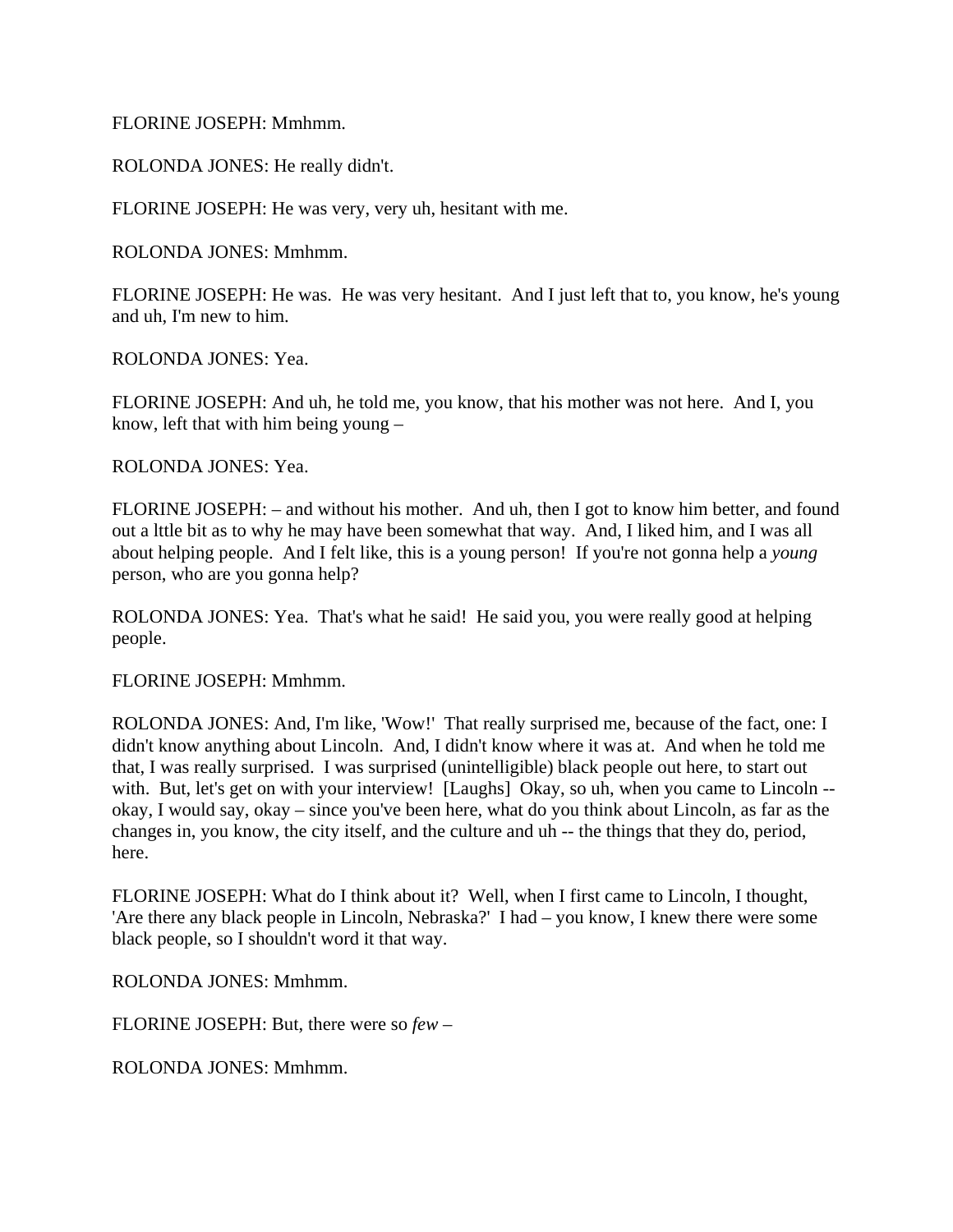FLORINE JOSEPH: Mmhmm.

ROLONDA JONES: He really didn't.

FLORINE JOSEPH: He was very, very uh, hesitant with me.

ROLONDA JONES: Mmhmm.

FLORINE JOSEPH: He was. He was very hesitant. And I just left that to, you know, he's young and uh, I'm new to him.

ROLONDA JONES: Yea.

FLORINE JOSEPH: And uh, he told me, you know, that his mother was not here. And I, you know, left that with him being young –

ROLONDA JONES: Yea.

FLORINE JOSEPH: – and without his mother. And uh, then I got to know him better, and found out a lttle bit as to why he may have been somewhat that way. And, I liked him, and I was all about helping people. And I felt like, this is a young person! If you're not gonna help a *young* person, who are you gonna help?

ROLONDA JONES: Yea. That's what he said! He said you, you were really good at helping people.

FLORINE JOSEPH: Mmhmm.

ROLONDA JONES: And, I'm like, 'Wow!' That really surprised me, because of the fact, one: I didn't know anything about Lincoln. And, I didn't know where it was at. And when he told me that, I was really surprised. I was surprised (unintelligible) black people out here, to start out with. But, let's get on with your interview! [Laughs] Okay, so uh, when you came to Lincoln -- okay, I would say, okay – since you've been here, what do you think about Lincoln, as far as the changes in, you know, the city itself, and the culture and uh -- the things that they do, period, here.

FLORINE JOSEPH: What do I think about it? Well, when I first came to Lincoln, I thought, 'Are there any black people in Lincoln, Nebraska?' I had – you know, I knew there were some black people, so I shouldn't word it that way.

ROLONDA JONES: Mmhmm.

FLORINE JOSEPH: But, there were so *few* –

ROLONDA JONES: Mmhmm.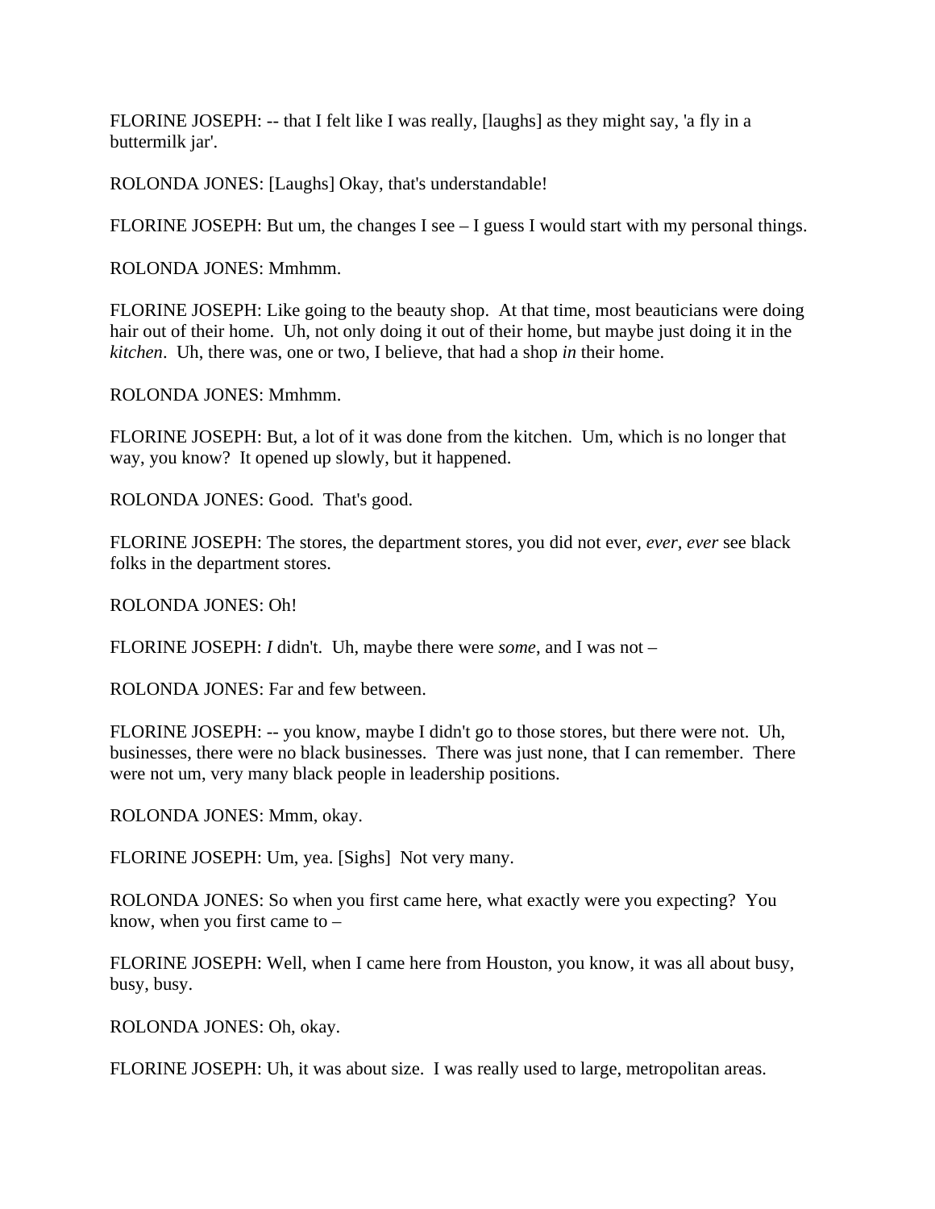FLORINE JOSEPH: -- that I felt like I was really, [laughs] as they might say, 'a fly in a buttermilk jar'.

ROLONDA JONES: [Laughs] Okay, that's understandable!

FLORINE JOSEPH: But um, the changes I see – I guess I would start with my personal things.

ROLONDA JONES: Mmhmm.

FLORINE JOSEPH: Like going to the beauty shop. At that time, most beauticians were doing hair out of their home. Uh, not only doing it out of their home, but maybe just doing it in the *kitchen*. Uh, there was, one or two, I believe, that had a shop *in* their home.

ROLONDA JONES: Mmhmm.

FLORINE JOSEPH: But, a lot of it was done from the kitchen. Um, which is no longer that way, you know? It opened up slowly, but it happened.

ROLONDA JONES: Good. That's good.

FLORINE JOSEPH: The stores, the department stores, you did not ever, *ever*, *ever* see black folks in the department stores.

ROLONDA JONES: Oh!

FLORINE JOSEPH: *I* didn't. Uh, maybe there were *some*, and I was not –

ROLONDA JONES: Far and few between.

FLORINE JOSEPH: -- you know, maybe I didn't go to those stores, but there were not. Uh, businesses, there were no black businesses. There was just none, that I can remember. There were not um, very many black people in leadership positions.

ROLONDA JONES: Mmm, okay.

FLORINE JOSEPH: Um, yea. [Sighs] Not very many.

ROLONDA JONES: So when you first came here, what exactly were you expecting? You know, when you first came to –

FLORINE JOSEPH: Well, when I came here from Houston, you know, it was all about busy, busy, busy.

ROLONDA JONES: Oh, okay.

FLORINE JOSEPH: Uh, it was about size. I was really used to large, metropolitan areas.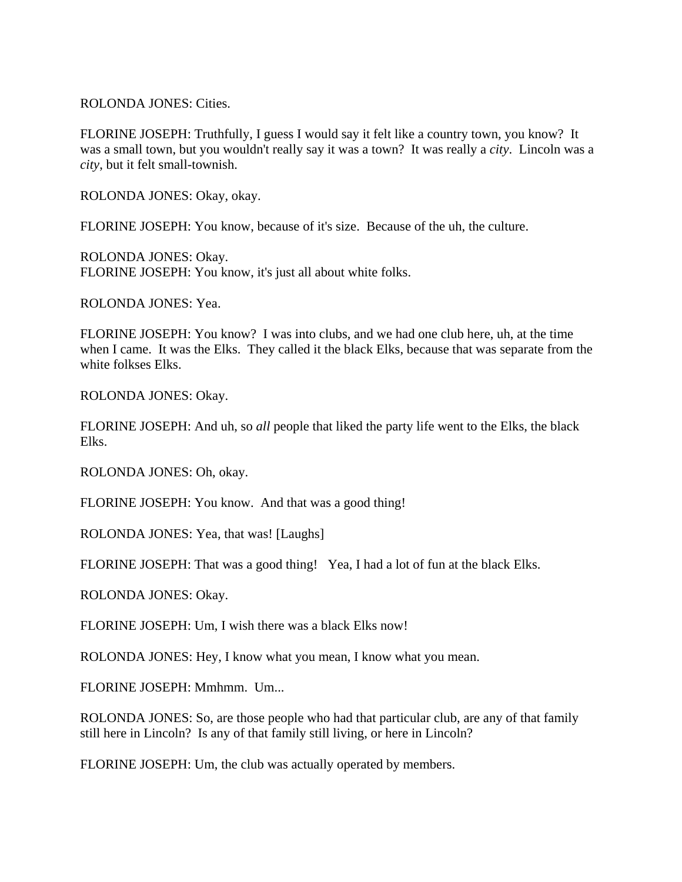ROLONDA JONES: Cities.

FLORINE JOSEPH: Truthfully, I guess I would say it felt like a country town, you know? It was a small town, but you wouldn't really say it was a town? It was really a *city*. Lincoln was a *city*, but it felt small-townish.

ROLONDA JONES: Okay, okay.

FLORINE JOSEPH: You know, because of it's size. Because of the uh, the culture.

ROLONDA JONES: Okay.
FLORINE JOSEPH: You know, it's just all about white folks.

ROLONDA JONES: Yea.

FLORINE JOSEPH: You know? I was into clubs, and we had one club here, uh, at the time when I came. It was the Elks. They called it the black Elks, because that was separate from the white folkses Elks.

ROLONDA JONES: Okay.

FLORINE JOSEPH: And uh, so *all* people that liked the party life went to the Elks, the black Elks.

ROLONDA JONES: Oh, okay.

FLORINE JOSEPH: You know. And that was a good thing!

ROLONDA JONES: Yea, that was! [Laughs]

FLORINE JOSEPH: That was a good thing! Yea, I had a lot of fun at the black Elks.

ROLONDA JONES: Okay.

FLORINE JOSEPH: Um, I wish there was a black Elks now!

ROLONDA JONES: Hey, I know what you mean, I know what you mean.

FLORINE JOSEPH: Mmhmm. Um...

ROLONDA JONES: So, are those people who had that particular club, are any of that family still here in Lincoln? Is any of that family still living, or here in Lincoln?

FLORINE JOSEPH: Um, the club was actually operated by members.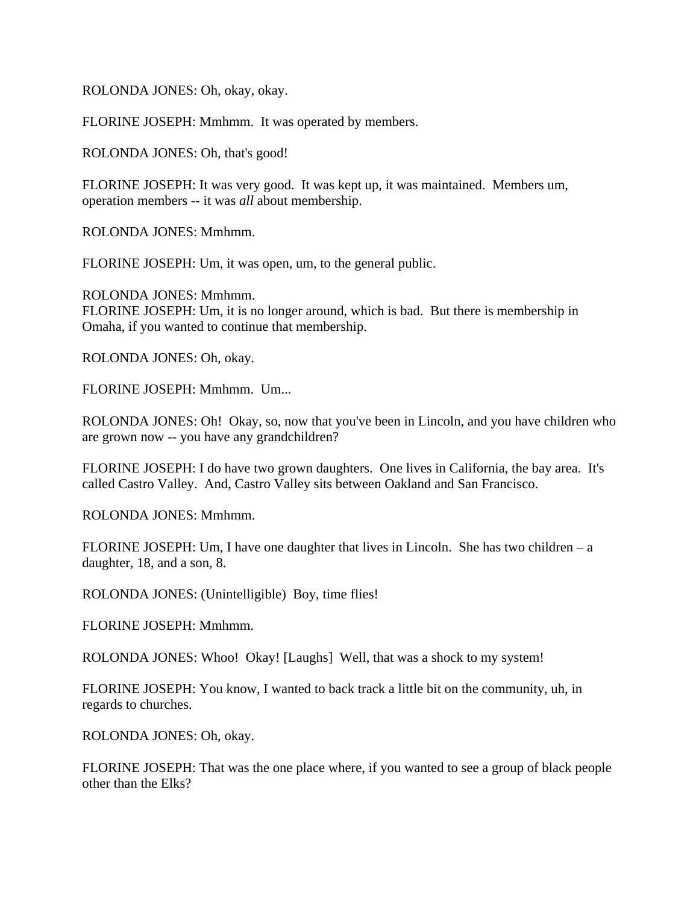ROLONDA JONES: Oh, okay, okay.

FLORINE JOSEPH: Mmhmm. It was operated by members.

ROLONDA JONES: Oh, that's good!

FLORINE JOSEPH: It was very good. It was kept up, it was maintained. Members um, operation members -- it was *all* about membership.

ROLONDA JONES: Mmhmm.

FLORINE JOSEPH: Um, it was open, um, to the general public.

ROLONDA JONES: Mmhmm.
FLORINE JOSEPH: Um, it is no longer around, which is bad. But there is membership in Omaha, if you wanted to continue that membership.

ROLONDA JONES: Oh, okay.

FLORINE JOSEPH: Mmhmm. Um...

ROLONDA JONES: Oh! Okay, so, now that you've been in Lincoln, and you have children who are grown now -- you have any grandchildren?

FLORINE JOSEPH: I do have two grown daughters. One lives in California, the bay area. It's called Castro Valley. And, Castro Valley sits between Oakland and San Francisco.

ROLONDA JONES: Mmhmm.

FLORINE JOSEPH: Um, I have one daughter that lives in Lincoln. She has two children – a daughter, 18, and a son, 8.

ROLONDA JONES: (Unintelligible) Boy, time flies!

FLORINE JOSEPH: Mmhmm.

ROLONDA JONES: Whoo! Okay! [Laughs] Well, that was a shock to my system!

FLORINE JOSEPH: You know, I wanted to back track a little bit on the community, uh, in regards to churches.

ROLONDA JONES: Oh, okay.

FLORINE JOSEPH: That was the one place where, if you wanted to see a group of black people other than the Elks?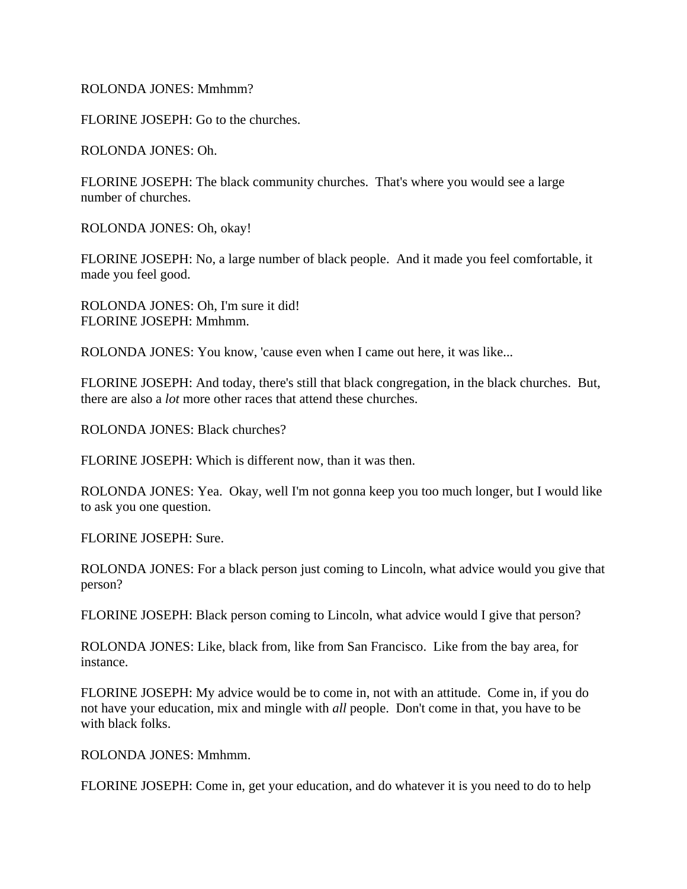ROLONDA JONES: Mmhmm?

FLORINE JOSEPH: Go to the churches.

ROLONDA JONES: Oh.

FLORINE JOSEPH: The black community churches. That's where you would see a large number of churches.

ROLONDA JONES: Oh, okay!

FLORINE JOSEPH: No, a large number of black people. And it made you feel comfortable, it made you feel good.

ROLONDA JONES: Oh, I'm sure it did!
FLORINE JOSEPH: Mmhmm.

ROLONDA JONES: You know, 'cause even when I came out here, it was like...

FLORINE JOSEPH: And today, there's still that black congregation, in the black churches. But, there are also a *lot* more other races that attend these churches.

ROLONDA JONES: Black churches?

FLORINE JOSEPH: Which is different now, than it was then.

ROLONDA JONES: Yea. Okay, well I'm not gonna keep you too much longer, but I would like to ask you one question.

FLORINE JOSEPH: Sure.

ROLONDA JONES: For a black person just coming to Lincoln, what advice would you give that person?

FLORINE JOSEPH: Black person coming to Lincoln, what advice would I give that person?

ROLONDA JONES: Like, black from, like from San Francisco. Like from the bay area, for instance.

FLORINE JOSEPH: My advice would be to come in, not with an attitude. Come in, if you do not have your education, mix and mingle with *all* people. Don't come in that, you have to be with black folks.

ROLONDA JONES: Mmhmm.

FLORINE JOSEPH: Come in, get your education, and do whatever it is you need to do to help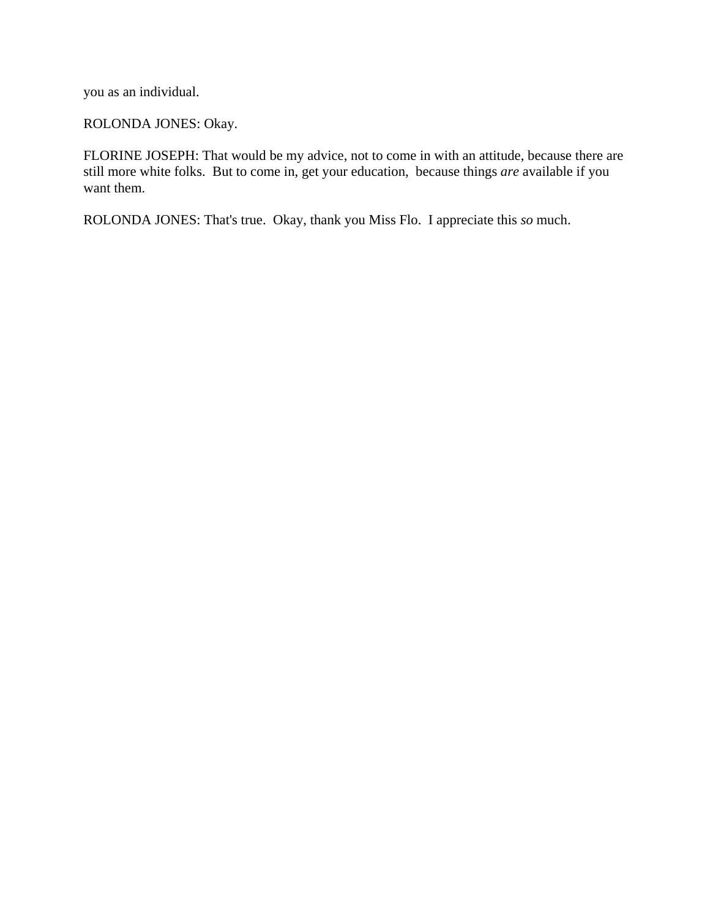you as an individual.

ROLONDA JONES: Okay.

FLORINE JOSEPH: That would be my advice, not to come in with an attitude, because there are still more white folks. But to come in, get your education, because things *are* available if you want them.

ROLONDA JONES: That's true. Okay, thank you Miss Flo. I appreciate this *so* much.